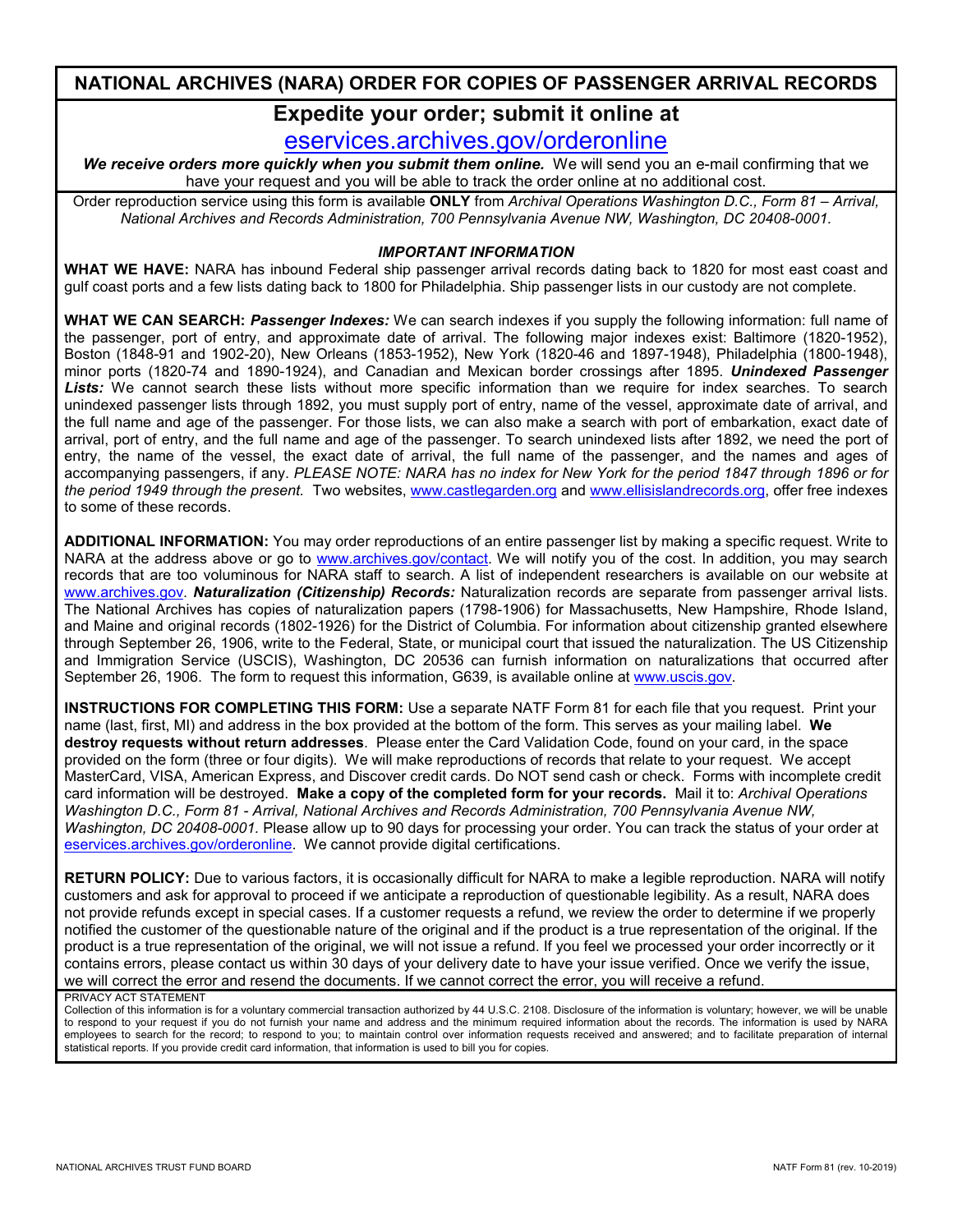# NATIONAL ARCHIVES (NARA) ORDER FOR COPIES OF PASSENGER ARRIVAL RECORDS

## Expedite your order; submit it online at

## eservices.archives.gov/orderonline

***We receive orders more quickly when you submit them online.*** We will send you an e-mail confirming that we have your request and you will be able to track the order online at no additional cost.

Order reproduction service using this form is available **ONLY** from *Archival Operations Washington D.C., Form 81 – Arrival, National Archives and Records Administration, 700 Pennsylvania Avenue NW, Washington, DC 20408-0001.*

### *IMPORTANT INFORMATION*

**WHAT WE HAVE:** NARA has inbound Federal ship passenger arrival records dating back to 1820 for most east coast and gulf coast ports and a few lists dating back to 1800 for Philadelphia. Ship passenger lists in our custody are not complete.

**WHAT WE CAN SEARCH:** ***Passenger Indexes:*** We can search indexes if you supply the following information: full name of the passenger, port of entry, and approximate date of arrival. The following major indexes exist: Baltimore (1820-1952), Boston (1848-91 and 1902-20), New Orleans (1853-1952), New York (1820-46 and 1897-1948), Philadelphia (1800-1948), minor ports (1820-74 and 1890-1924), and Canadian and Mexican border crossings after 1895. ***Unindexed Passenger Lists:*** We cannot search these lists without more specific information than we require for index searches. To search unindexed passenger lists through 1892, you must supply port of entry, name of the vessel, approximate date of arrival, and the full name and age of the passenger. For those lists, we can also make a search with port of embarkation, exact date of arrival, port of entry, and the full name and age of the passenger. To search unindexed lists after 1892, we need the port of entry, the name of the vessel, the exact date of arrival, the full name of the passenger, and the names and ages of accompanying passengers, if any. *PLEASE NOTE: NARA has no index for New York for the period 1847 through 1896 or for the period 1949 through the present.* Two websites, www.castlegarden.org and www.ellisislandrecords.org, offer free indexes to some of these records.

**ADDITIONAL INFORMATION:** You may order reproductions of an entire passenger list by making a specific request. Write to NARA at the address above or go to www.archives.gov/contact. We will notify you of the cost. In addition, you may search records that are too voluminous for NARA staff to search. A list of independent researchers is available on our website at www.archives.gov. ***Naturalization (Citizenship) Records:*** Naturalization records are separate from passenger arrival lists. The National Archives has copies of naturalization papers (1798-1906) for Massachusetts, New Hampshire, Rhode Island, and Maine and original records (1802-1926) for the District of Columbia. For information about citizenship granted elsewhere through September 26, 1906, write to the Federal, State, or municipal court that issued the naturalization. The US Citizenship and Immigration Service (USCIS), Washington, DC 20536 can furnish information on naturalizations that occurred after September 26, 1906. The form to request this information, G639, is available online at www.uscis.gov.

**INSTRUCTIONS FOR COMPLETING THIS FORM:** Use a separate NATF Form 81 for each file that you request. Print your name (last, first, MI) and address in the box provided at the bottom of the form. This serves as your mailing label. **We destroy requests without return addresses**. Please enter the Card Validation Code, found on your card, in the space provided on the form (three or four digits). We will make reproductions of records that relate to your request. We accept MasterCard, VISA, American Express, and Discover credit cards. Do NOT send cash or check. Forms with incomplete credit card information will be destroyed. **Make a copy of the completed form for your records.** Mail it to: *Archival Operations Washington D.C., Form 81 - Arrival, National Archives and Records Administration, 700 Pennsylvania Avenue NW, Washington, DC 20408-0001.* Please allow up to 90 days for processing your order. You can track the status of your order at eservices.archives.gov/orderonline. We cannot provide digital certifications.

**RETURN POLICY:** Due to various factors, it is occasionally difficult for NARA to make a legible reproduction. NARA will notify customers and ask for approval to proceed if we anticipate a reproduction of questionable legibility. As a result, NARA does not provide refunds except in special cases. If a customer requests a refund, we review the order to determine if we properly notified the customer of the questionable nature of the original and if the product is a true representation of the original. If the product is a true representation of the original, we will not issue a refund. If you feel we processed your order incorrectly or it contains errors, please contact us within 30 days of your delivery date to have your issue verified. Once we verify the issue, we will correct the error and resend the documents. If we cannot correct the error, you will receive a refund.

PRIVACY ACT STATEMENT

Collection of this information is for a voluntary commercial transaction authorized by 44 U.S.C. 2108. Disclosure of the information is voluntary; however, we will be unable to respond to your request if you do not furnish your name and address and the minimum required information about the records. The information is used by NARA employees to search for the record; to respond to you; to maintain control over information requests received and answered; and to facilitate preparation of internal statistical reports. If you provide credit card information, that information is used to bill you for copies.

NATIONAL ARCHIVES TRUST FUND BOARD

NATF Form 81 (rev. 10-2019)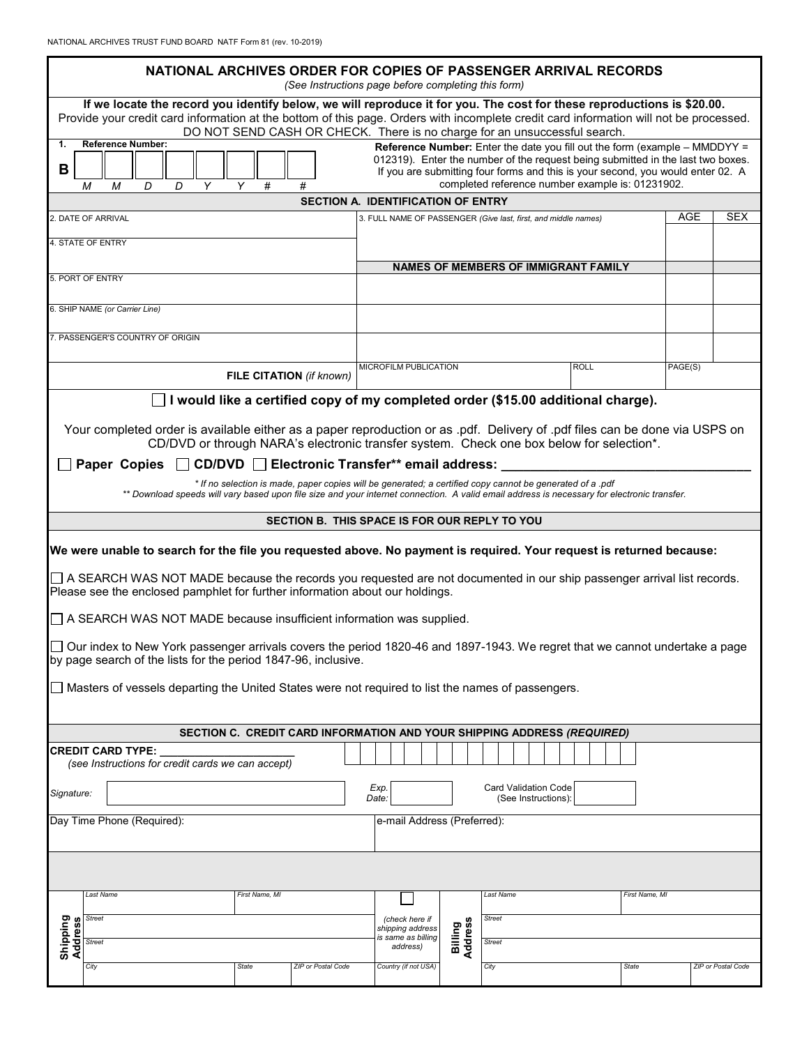NATIONAL ARCHIVES TRUST FUND BOARD NATF Form 81 (rev. 10-2019)

# NATIONAL ARCHIVES ORDER FOR COPIES OF PASSENGER ARRIVAL RECORDS

*(See Instructions page before completing this form)*

**If we locate the record you identify below, we will reproduce it for you. The cost for these reproductions is $20.00.**
Provide your credit card information at the bottom of this page. Orders with incomplete credit card information will not be processed. DO NOT SEND CASH OR CHECK. There is no charge for an unsuccessful search.

**1. Reference Number:**

B | | | | | | | | |
M M D D Y Y # #

**Reference Number:** Enter the date you fill out the form (example – MMDDYY = 012319). Enter the number of the request being submitted in the last two boxes. If you are submitting four forms and this is your second, you would enter 02. A completed reference number example is: 01231902.

## SECTION A. IDENTIFICATION OF ENTRY

| | | | |
|---|---|---|---|
| 2. DATE OF ARRIVAL | 3. FULL NAME OF PASSENGER *(Give last, first, and middle names)* | AGE | SEX |
| 4. STATE OF ENTRY | | | |
| | **NAMES OF MEMBERS OF IMMIGRANT FAMILY** | | |
| 5. PORT OF ENTRY | | | |
| 6. SHIP NAME *(or Carrier Line)* | | | |
| 7. PASSENGER'S COUNTRY OF ORIGIN | | | |

| | | | |
|---|---|---|---|
| **FILE CITATION** *(if known)* | MICROFILM PUBLICATION | ROLL | PAGE(S) |

☐ **I would like a certified copy of my completed order ($15.00 additional charge).**

Your completed order is available either as a paper reproduction or as .pdf. Delivery of .pdf files can be done via USPS on CD/DVD or through NARA's electronic transfer system. Check one box below for selection*.

☐ **Paper Copies** ☐ **CD/DVD** ☐ **Electronic Transfer** email address:** ________________________________

*\* If no selection is made, paper copies will be generated; a certified copy cannot be generated of a .pdf*
*\*\* Download speeds will vary based upon file size and your internet connection. A valid email address is necessary for electronic transfer.*

## SECTION B. THIS SPACE IS FOR OUR REPLY TO YOU

**We were unable to search for the file you requested above. No payment is required. Your request is returned because:**

☐ A SEARCH WAS NOT MADE because the records you requested are not documented in our ship passenger arrival list records. Please see the enclosed pamphlet for further information about our holdings.

☐ A SEARCH WAS NOT MADE because insufficient information was supplied.

☐ Our index to New York passenger arrivals covers the period 1820-46 and 1897-1943. We regret that we cannot undertake a page by page search of the lists for the period 1847-96, inclusive.

☐ Masters of vessels departing the United States were not required to list the names of passengers.

## SECTION C. CREDIT CARD INFORMATION AND YOUR SHIPPING ADDRESS *(REQUIRED)*

**CREDIT CARD TYPE:** ____________________
*(see Instructions for credit cards we can accept)*

*Signature:* | *Exp. Date:* | Card Validation Code (See Instructions):

Day Time Phone (Required): | e-mail Address (Preferred):

| | | | | | | | | |
|---|---|---|---|---|---|---|---|---|
| **Shipping Address** | *Last Name* | *First Name, MI* | | ☐ *(check here if shipping address is same as billing address)* | **Billing Address** | *Last Name* | *First Name, MI* | |
| | *Street* | | | | | *Street* | | |
| | *Street* | | | | | *Street* | | |
| | *City* | *State* | *ZIP or Postal Code* | *Country (if not USA)* | | *City* | *State* | *ZIP or Postal Code* |